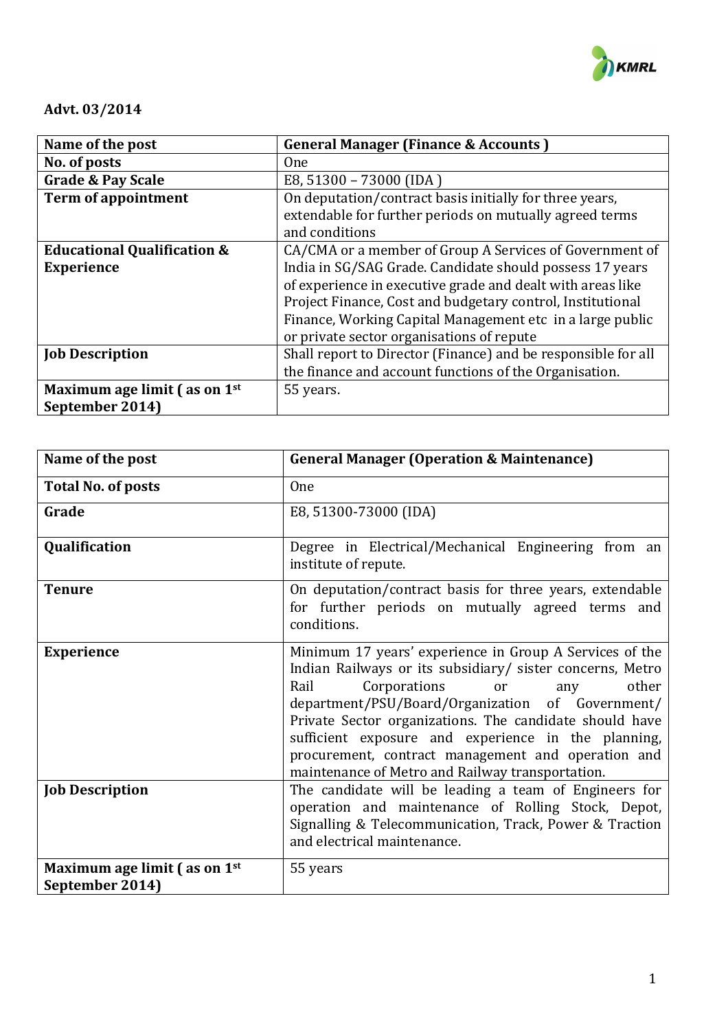**Advt. 03/2014**

| **Name of the post** | **General Manager (Finance & Accounts )** |
|---|---|
| **No. of posts** | One |
| **Grade & Pay Scale** | E8, 51300 – 73000 (IDA ) |
| **Term of appointment** | On deputation/contract basis initially for three years, extendable for further periods on mutually agreed terms and conditions |
| **Educational Qualification & Experience** | CA/CMA or a member of Group A Services of Government of India in SG/SAG Grade. Candidate should possess 17 years of experience in executive grade and dealt with areas like Project Finance, Cost and budgetary control, Institutional Finance, Working Capital Management etc in a large public or private sector organisations of repute |
| **Job Description** | Shall report to Director (Finance) and be responsible for all the finance and account functions of the Organisation. |
| **Maximum age limit ( as on 1st September 2014)** | 55 years. |

| **Name of the post** | **General Manager (Operation & Maintenance)** |
|---|---|
| **Total No. of posts** | One |
| **Grade** | E8, 51300-73000 (IDA) |
| **Qualification** | Degree in Electrical/Mechanical Engineering from an institute of repute. |
| **Tenure** | On deputation/contract basis for three years, extendable for further periods on mutually agreed terms and conditions. |
| **Experience** | Minimum 17 years' experience in Group A Services of the Indian Railways or its subsidiary/ sister concerns, Metro Rail Corporations or any other department/PSU/Board/Organization of Government/ Private Sector organizations. The candidate should have sufficient exposure and experience in the planning, procurement, contract management and operation and maintenance of Metro and Railway transportation. |
| **Job Description** | The candidate will be leading a team of Engineers for operation and maintenance of Rolling Stock, Depot, Signalling & Telecommunication, Track, Power & Traction and electrical maintenance. |
| **Maximum age limit ( as on 1st September 2014)** | 55 years |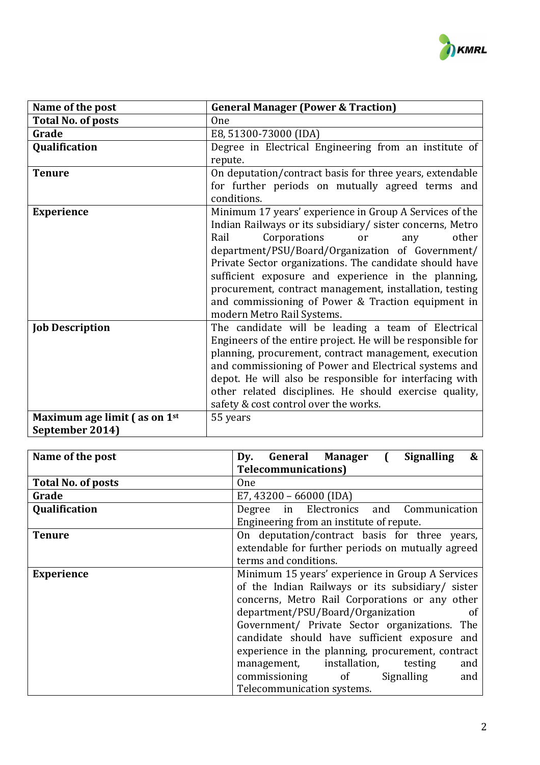| Name of the post | General Manager (Power & Traction) |
|---|---|
| Total No. of posts | One |
| Grade | E8, 51300-73000 (IDA) |
| Qualification | Degree in Electrical Engineering from an institute of repute. |
| Tenure | On deputation/contract basis for three years, extendable for further periods on mutually agreed terms and conditions. |
| Experience | Minimum 17 years' experience in Group A Services of the Indian Railways or its subsidiary/ sister concerns, Metro Rail Corporations or any other department/PSU/Board/Organization of Government/ Private Sector organizations. The candidate should have sufficient exposure and experience in the planning, procurement, contract management, installation, testing and commissioning of Power & Traction equipment in modern Metro Rail Systems. |
| Job Description | The candidate will be leading a team of Electrical Engineers of the entire project. He will be responsible for planning, procurement, contract management, execution and commissioning of Power and Electrical systems and depot. He will also be responsible for interfacing with other related disciplines. He should exercise quality, safety & cost control over the works. |
| Maximum age limit ( as on 1st September 2014) | 55 years |

| Name of the post | Dy. General Manager ( Signalling & Telecommunications) |
|---|---|
| Total No. of posts | One |
| Grade | E7, 43200 – 66000 (IDA) |
| Qualification | Degree in Electronics and Communication Engineering from an institute of repute. |
| Tenure | On deputation/contract basis for three years, extendable for further periods on mutually agreed terms and conditions. |
| Experience | Minimum 15 years' experience in Group A Services of the Indian Railways or its subsidiary/ sister concerns, Metro Rail Corporations or any other department/PSU/Board/Organization of Government/ Private Sector organizations. The candidate should have sufficient exposure and experience in the planning, procurement, contract management, installation, testing and commissioning of Signalling and Telecommunication systems. |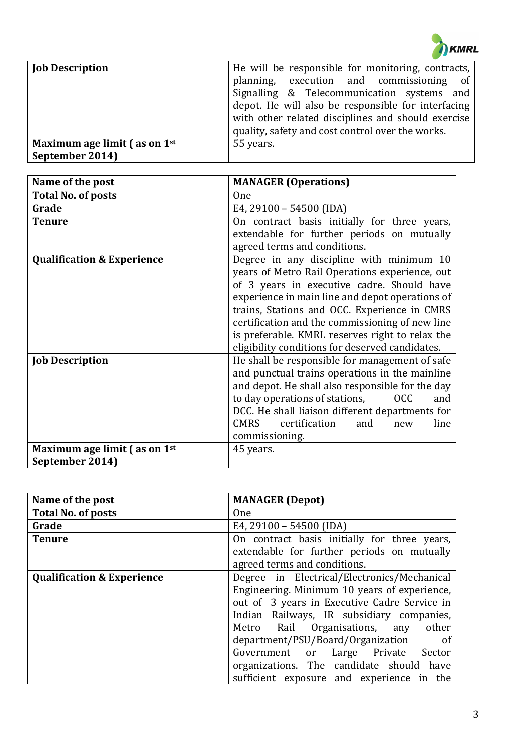| | |
|---|---|
| **Job Description** | He will be responsible for monitoring, contracts, planning, execution and commissioning of Signalling & Telecommunication systems and depot. He will also be responsible for interfacing with other related disciplines and should exercise quality, safety and cost control over the works. |
| **Maximum age limit ( as on 1st September 2014)** | 55 years. |

| **Name of the post** | **MANAGER (Operations)** |
|---|---|
| **Total No. of posts** | One |
| **Grade** | E4, 29100 – 54500 (IDA) |
| **Tenure** | On contract basis initially for three years, extendable for further periods on mutually agreed terms and conditions. |
| **Qualification & Experience** | Degree in any discipline with minimum 10 years of Metro Rail Operations experience, out of 3 years in executive cadre. Should have experience in main line and depot operations of trains, Stations and OCC. Experience in CMRS certification and the commissioning of new line is preferable. KMRL reserves right to relax the eligibility conditions for deserved candidates. |
| **Job Description** | He shall be responsible for management of safe and punctual trains operations in the mainline and depot. He shall also responsible for the day to day operations of stations, OCC and DCC. He shall liaison different departments for CMRS certification and new line commissioning. |
| **Maximum age limit ( as on 1st September 2014)** | 45 years. |

| **Name of the post** | **MANAGER (Depot)** |
|---|---|
| **Total No. of posts** | One |
| **Grade** | E4, 29100 – 54500 (IDA) |
| **Tenure** | On contract basis initially for three years, extendable for further periods on mutually agreed terms and conditions. |
| **Qualification & Experience** | Degree in Electrical/Electronics/Mechanical Engineering. Minimum 10 years of experience, out of 3 years in Executive Cadre Service in Indian Railways, IR subsidiary companies, Metro Rail Organisations, any other department/PSU/Board/Organization of Government or Large Private Sector organizations. The candidate should have sufficient exposure and experience in the |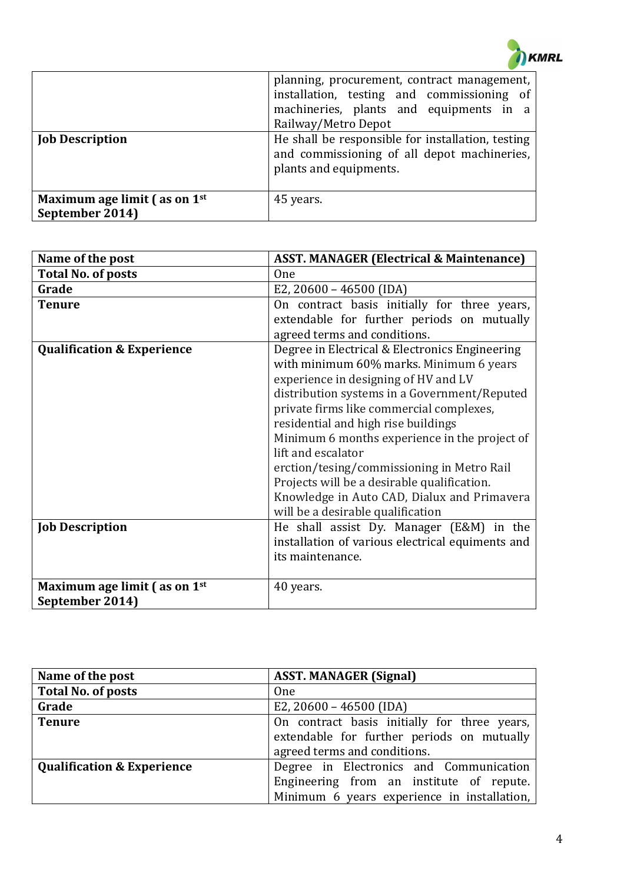|  |  |
|---|---|
|  | planning, procurement, contract management, installation, testing and commissioning of machineries, plants and equipments in a Railway/Metro Depot |
| **Job Description** | He shall be responsible for installation, testing and commissioning of all depot machineries, plants and equipments. |
| **Maximum age limit ( as on 1st September 2014)** | 45 years. |

| **Name of the post** | **ASST. MANAGER (Electrical & Maintenance)** |
|---|---|
| **Total No. of posts** | One |
| **Grade** | E2, 20600 – 46500 (IDA) |
| **Tenure** | On contract basis initially for three years, extendable for further periods on mutually agreed terms and conditions. |
| **Qualification & Experience** | Degree in Electrical & Electronics Engineering with minimum 60% marks. Minimum 6 years experience in designing of HV and LV distribution systems in a Government/Reputed private firms like commercial complexes, residential and high rise buildings Minimum 6 months experience in the project of lift and escalator erction/tesing/commissioning in Metro Rail Projects will be a desirable qualification. Knowledge in Auto CAD, Dialux and Primavera will be a desirable qualification |
| **Job Description** | He shall assist Dy. Manager (E&M) in the installation of various electrical equiments and its maintenance. |
| **Maximum age limit ( as on 1st September 2014)** | 40 years. |

| **Name of the post** | **ASST. MANAGER (Signal)** |
|---|---|
| **Total No. of posts** | One |
| **Grade** | E2, 20600 – 46500 (IDA) |
| **Tenure** | On contract basis initially for three years, extendable for further periods on mutually agreed terms and conditions. |
| **Qualification & Experience** | Degree in Electronics and Communication Engineering from an institute of repute. Minimum 6 years experience in installation, |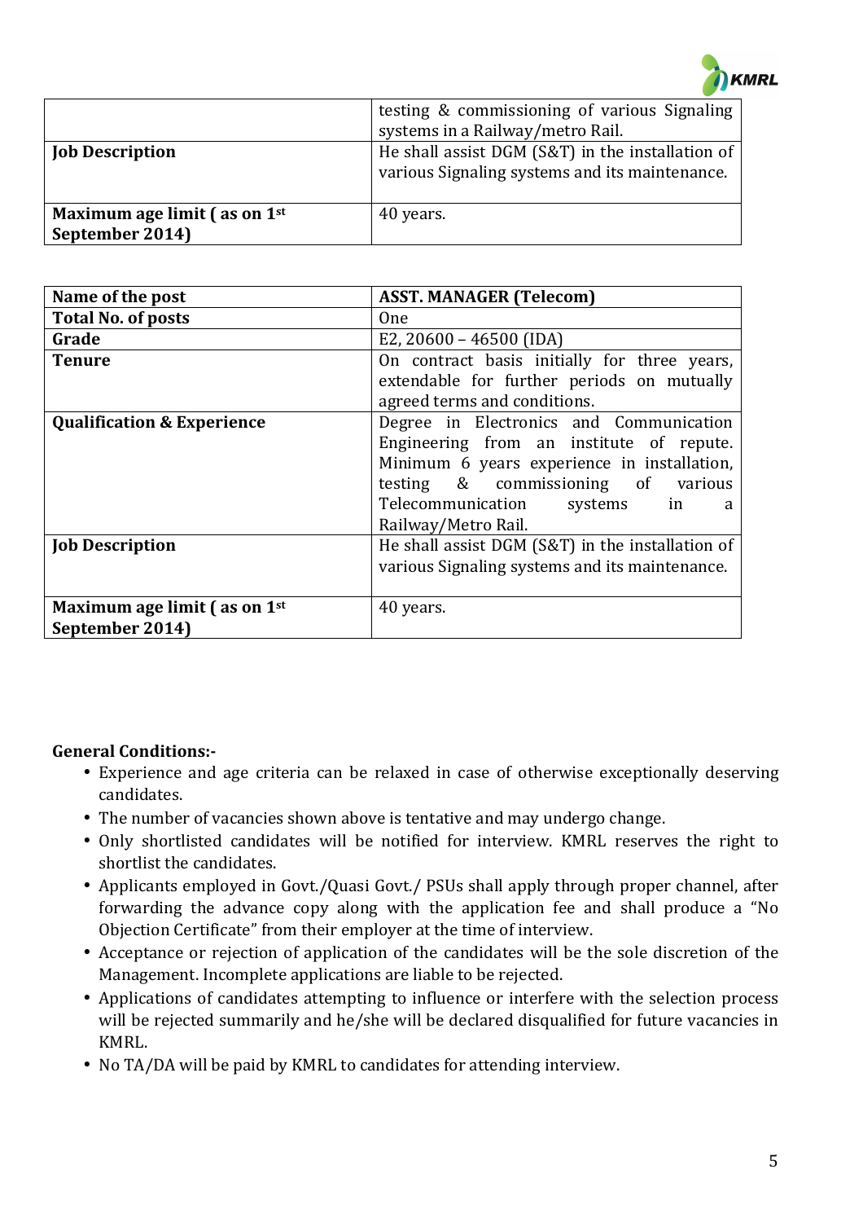| | |
|---|---|
| | testing & commissioning of various Signaling systems in a Railway/metro Rail. |
| **Job Description** | He shall assist DGM (S&T) in the installation of various Signaling systems and its maintenance. |
| **Maximum age limit ( as on 1st September 2014)** | 40 years. |

| **Name of the post** | **ASST. MANAGER (Telecom)** |
|---|---|
| **Total No. of posts** | One |
| **Grade** | E2, 20600 – 46500 (IDA) |
| **Tenure** | On contract basis initially for three years, extendable for further periods on mutually agreed terms and conditions. |
| **Qualification & Experience** | Degree in Electronics and Communication Engineering from an institute of repute. Minimum 6 years experience in installation, testing & commissioning of various Telecommunication systems in a Railway/Metro Rail. |
| **Job Description** | He shall assist DGM (S&T) in the installation of various Signaling systems and its maintenance. |
| **Maximum age limit ( as on 1st September 2014)** | 40 years. |

**General Conditions:-**

- Experience and age criteria can be relaxed in case of otherwise exceptionally deserving candidates.
- The number of vacancies shown above is tentative and may undergo change.
- Only shortlisted candidates will be notified for interview. KMRL reserves the right to shortlist the candidates.
- Applicants employed in Govt./Quasi Govt./ PSUs shall apply through proper channel, after forwarding the advance copy along with the application fee and shall produce a "No Objection Certificate" from their employer at the time of interview.
- Acceptance or rejection of application of the candidates will be the sole discretion of the Management. Incomplete applications are liable to be rejected.
- Applications of candidates attempting to influence or interfere with the selection process will be rejected summarily and he/she will be declared disqualified for future vacancies in KMRL.
- No TA/DA will be paid by KMRL to candidates for attending interview.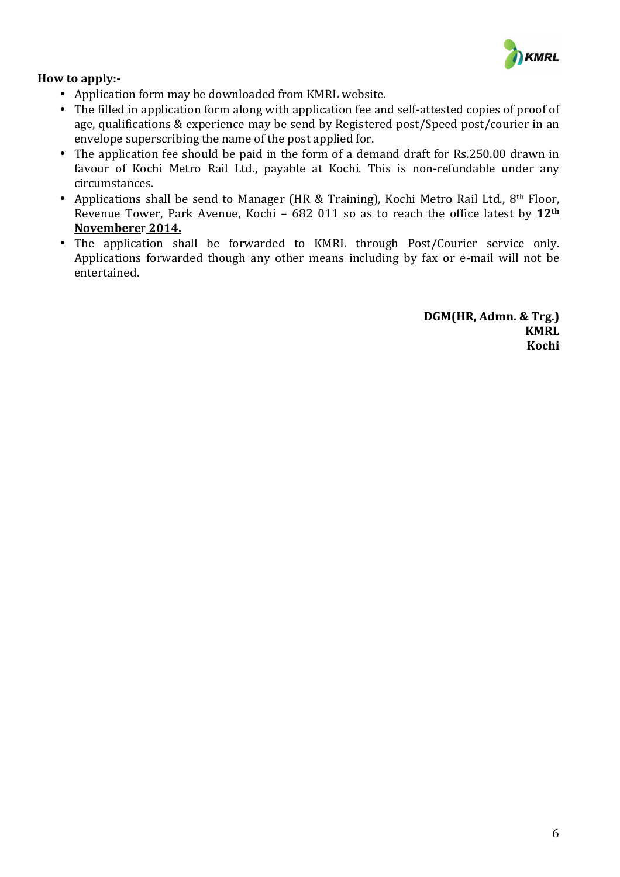**How to apply:-**

- Application form may be downloaded from KMRL website.
- The filled in application form along with application fee and self-attested copies of proof of age, qualifications & experience may be send by Registered post/Speed post/courier in an envelope superscribing the name of the post applied for.
- The application fee should be paid in the form of a demand draft for Rs.250.00 drawn in favour of Kochi Metro Rail Ltd., payable at Kochi. This is non-refundable under any circumstances.
- Applications shall be send to Manager (HR & Training), Kochi Metro Rail Ltd., 8th Floor, Revenue Tower, Park Avenue, Kochi – 682 011 so as to reach the office latest by **12th Novemberer 2014.**
- The application shall be forwarded to KMRL through Post/Courier service only. Applications forwarded though any other means including by fax or e-mail will not be entertained.

**DGM(HR, Admn. & Trg.)**
**KMRL**
**Kochi**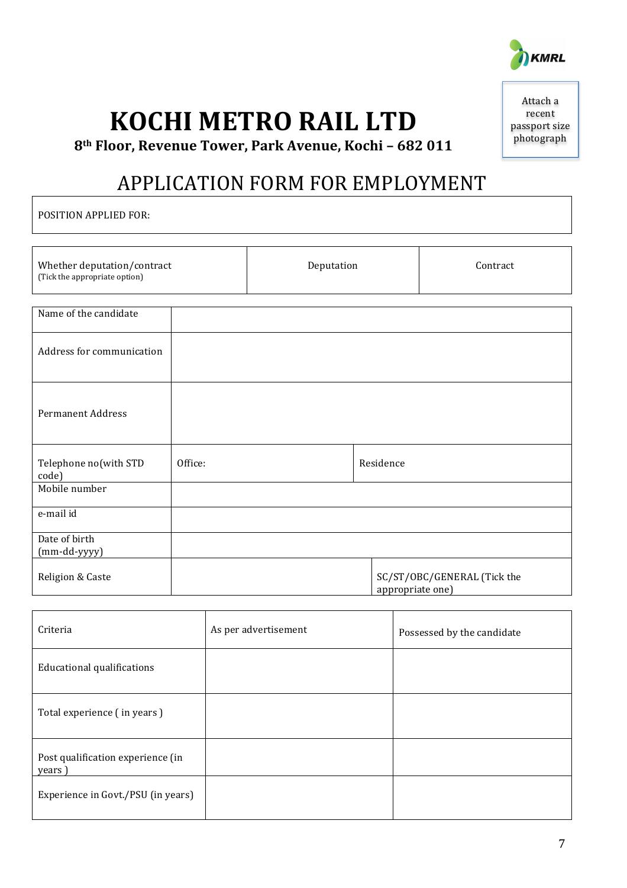KMRL

Attach a recent passport size photograph

# KOCHI METRO RAIL LTD

**8th Floor, Revenue Tower, Park Avenue, Kochi – 682 011**

## APPLICATION FORM FOR EMPLOYMENT

| POSITION APPLIED FOR: |
|---|

| Whether deputation/contract (Tick the appropriate option) | Deputation | Contract |
|---|---|---|

| Name of the candidate | | |
|---|---|---|
| Address for communication | | |
| Permanent Address | | |
| Telephone no(with STD code) | Office: | Residence |
| Mobile number | | |
| e-mail id | | |
| Date of birth (mm-dd-yyyy) | | |
| Religion & Caste | | SC/ST/OBC/GENERAL (Tick the appropriate one) |

| Criteria | As per advertisement | Possessed by the candidate |
|---|---|---|
| Educational qualifications | | |
| Total experience ( in years ) | | |
| Post qualification experience (in years ) | | |
| Experience in Govt./PSU (in years) | | |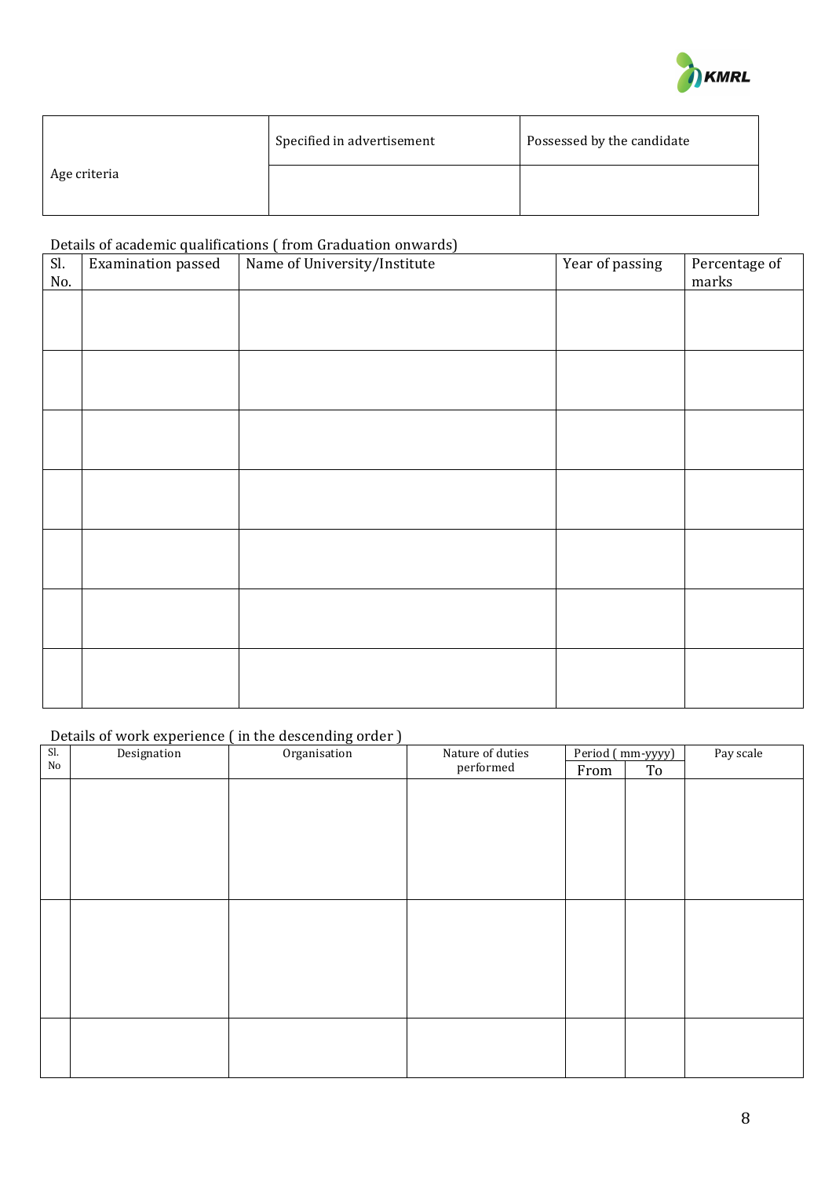| Age criteria | Specified in advertisement | Possessed by the candidate |
|---|---|---|
| | | |

Details of academic qualifications ( from Graduation onwards)

| Sl. No. | Examination passed | Name of University/Institute | Year of passing | Percentage of marks |
|---|---|---|---|---|
| | | | | |
| | | | | |
| | | | | |
| | | | | |
| | | | | |
| | | | | |
| | | | | |

Details of work experience ( in the descending order )

| Sl. No | Designation | Organisation | Nature of duties performed | Period ( mm-yyyy) | | Pay scale |
|---|---|---|---|---|---|---|
| | | | | From | To | |
| | | | | | | |
| | | | | | | |
| | | | | | | |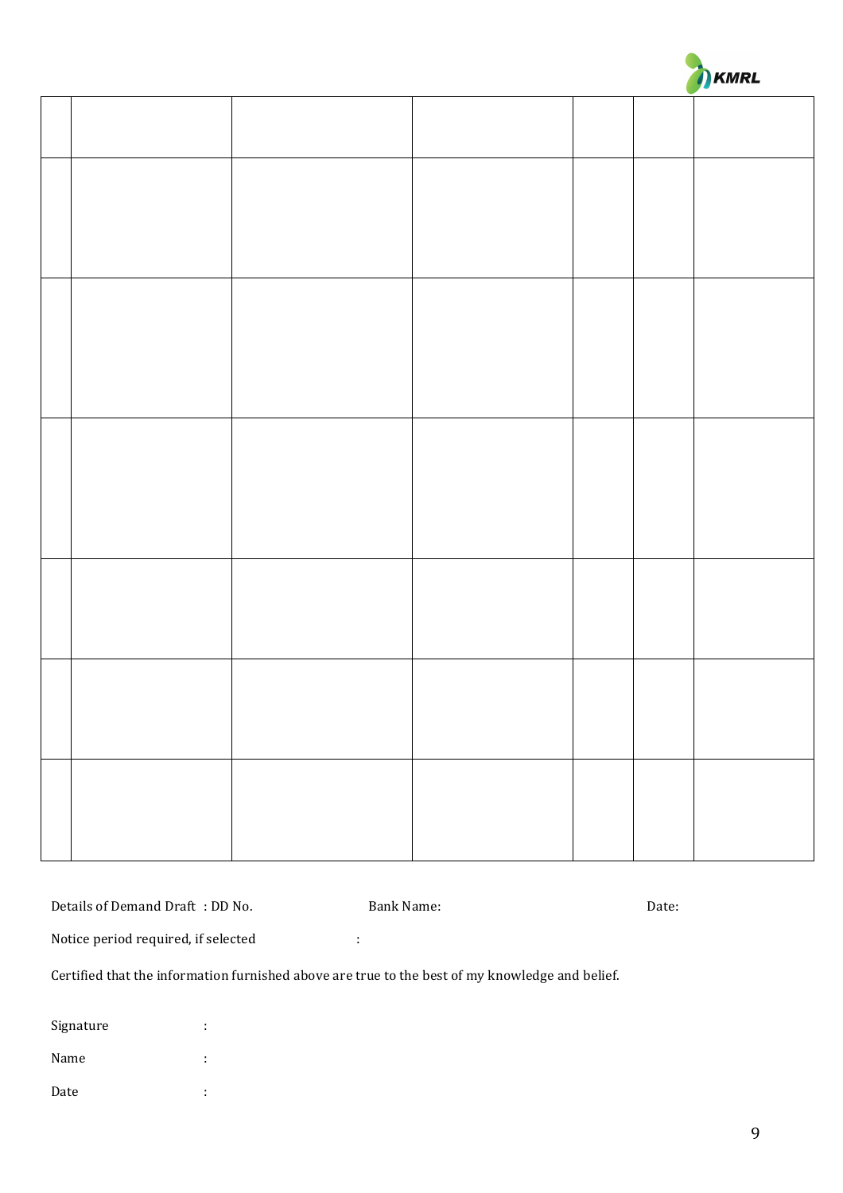| | | | | | | |
|---|---|---|---|---|---|---|
| | | | | | | |
| | | | | | | |
| | | | | | | |
| | | | | | | |
| | | | | | | |
| | | | | | | |
| | | | | | | |

Details of Demand Draft : DD No. Bank Name: Date:

Notice period required, if selected :

Certified that the information furnished above are true to the best of my knowledge and belief.

Signature :

Name :

Date :